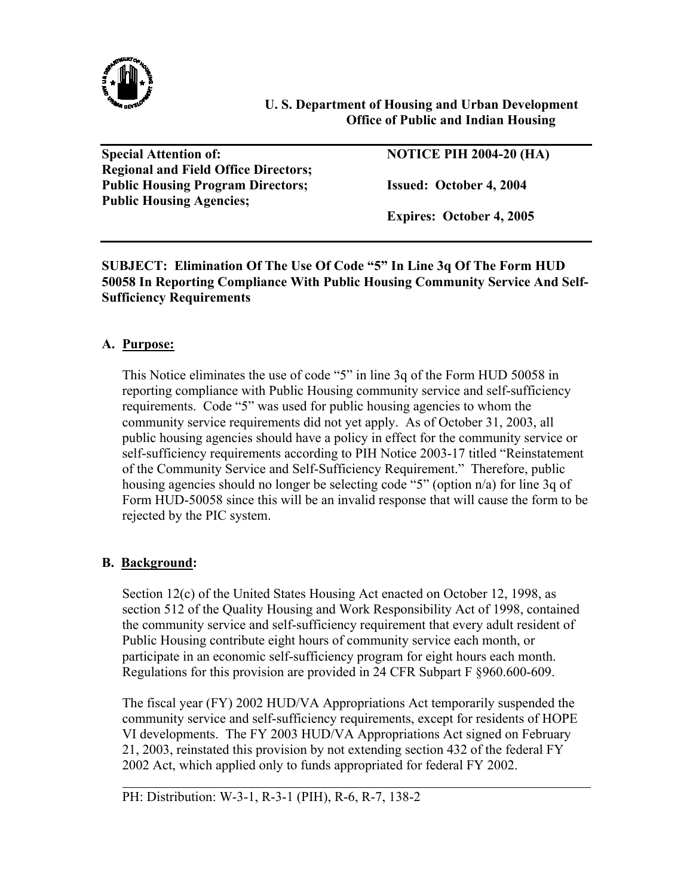**U. S. Department of Housing and Urban Development**
**Office of Public and Indian Housing**

| **Special Attention of:** | **NOTICE PIH 2004-20 (HA)** |
|---|---|
| **Regional and Field Office Directors;** | |
| **Public Housing Program Directors;** | **Issued: October 4, 2004** |
| **Public Housing Agencies;** | |
| | **Expires: October 4, 2005** |

**SUBJECT: Elimination Of The Use Of Code "5" In Line 3q Of The Form HUD 50058 In Reporting Compliance With Public Housing Community Service And Self-Sufficiency Requirements**

## A. Purpose:

This Notice eliminates the use of code "5" in line 3q of the Form HUD 50058 in reporting compliance with Public Housing community service and self-sufficiency requirements. Code "5" was used for public housing agencies to whom the community service requirements did not yet apply. As of October 31, 2003, all public housing agencies should have a policy in effect for the community service or self-sufficiency requirements according to PIH Notice 2003-17 titled "Reinstatement of the Community Service and Self-Sufficiency Requirement." Therefore, public housing agencies should no longer be selecting code "5" (option n/a) for line 3q of Form HUD-50058 since this will be an invalid response that will cause the form to be rejected by the PIC system.

## B. Background:

Section 12(c) of the United States Housing Act enacted on October 12, 1998, as section 512 of the Quality Housing and Work Responsibility Act of 1998, contained the community service and self-sufficiency requirement that every adult resident of Public Housing contribute eight hours of community service each month, or participate in an economic self-sufficiency program for eight hours each month. Regulations for this provision are provided in 24 CFR Subpart F §960.600-609.

The fiscal year (FY) 2002 HUD/VA Appropriations Act temporarily suspended the community service and self-sufficiency requirements, except for residents of HOPE VI developments. The FY 2003 HUD/VA Appropriations Act signed on February 21, 2003, reinstated this provision by not extending section 432 of the federal FY 2002 Act, which applied only to funds appropriated for federal FY 2002.

PH: Distribution: W-3-1, R-3-1 (PIH), R-6, R-7, 138-2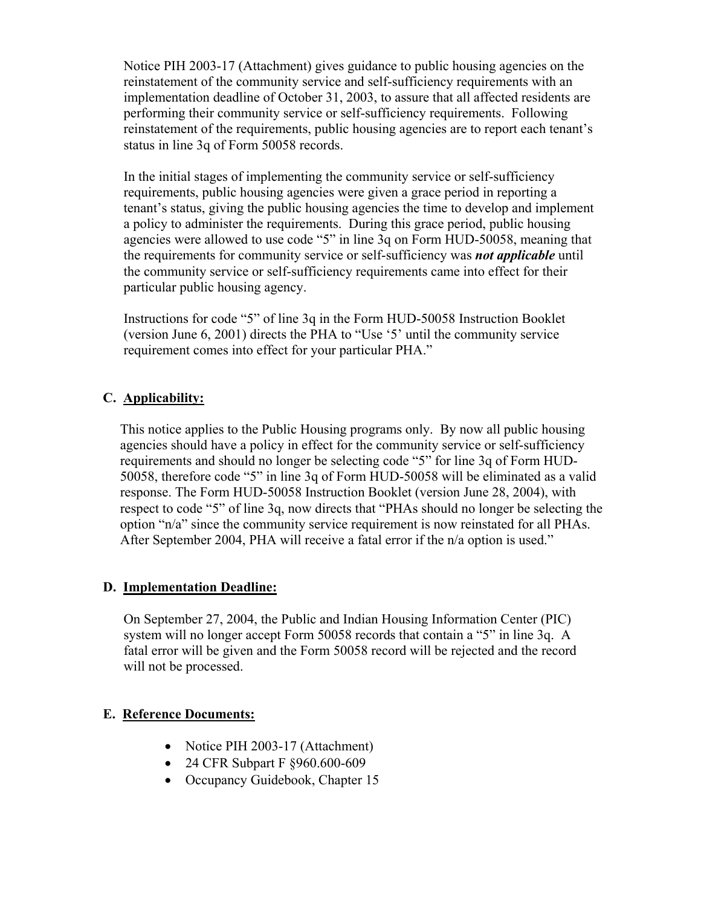Notice PIH 2003-17 (Attachment) gives guidance to public housing agencies on the reinstatement of the community service and self-sufficiency requirements with an implementation deadline of October 31, 2003, to assure that all affected residents are performing their community service or self-sufficiency requirements. Following reinstatement of the requirements, public housing agencies are to report each tenant's status in line 3q of Form 50058 records.

In the initial stages of implementing the community service or self-sufficiency requirements, public housing agencies were given a grace period in reporting a tenant's status, giving the public housing agencies the time to develop and implement a policy to administer the requirements. During this grace period, public housing agencies were allowed to use code "5" in line 3q on Form HUD-50058, meaning that the requirements for community service or self-sufficiency was ***not applicable*** until the community service or self-sufficiency requirements came into effect for their particular public housing agency.

Instructions for code "5" of line 3q in the Form HUD-50058 Instruction Booklet (version June 6, 2001) directs the PHA to "Use '5' until the community service requirement comes into effect for your particular PHA."

## C. Applicability:

This notice applies to the Public Housing programs only. By now all public housing agencies should have a policy in effect for the community service or self-sufficiency requirements and should no longer be selecting code "5" for line 3q of Form HUD-50058, therefore code "5" in line 3q of Form HUD-50058 will be eliminated as a valid response. The Form HUD-50058 Instruction Booklet (version June 28, 2004), with respect to code "5" of line 3q, now directs that "PHAs should no longer be selecting the option "n/a" since the community service requirement is now reinstated for all PHAs. After September 2004, PHA will receive a fatal error if the n/a option is used."

## D. Implementation Deadline:

On September 27, 2004, the Public and Indian Housing Information Center (PIC) system will no longer accept Form 50058 records that contain a "5" in line 3q. A fatal error will be given and the Form 50058 record will be rejected and the record will not be processed.

## E. Reference Documents:

- Notice PIH 2003-17 (Attachment)
- 24 CFR Subpart F §960.600-609
- Occupancy Guidebook, Chapter 15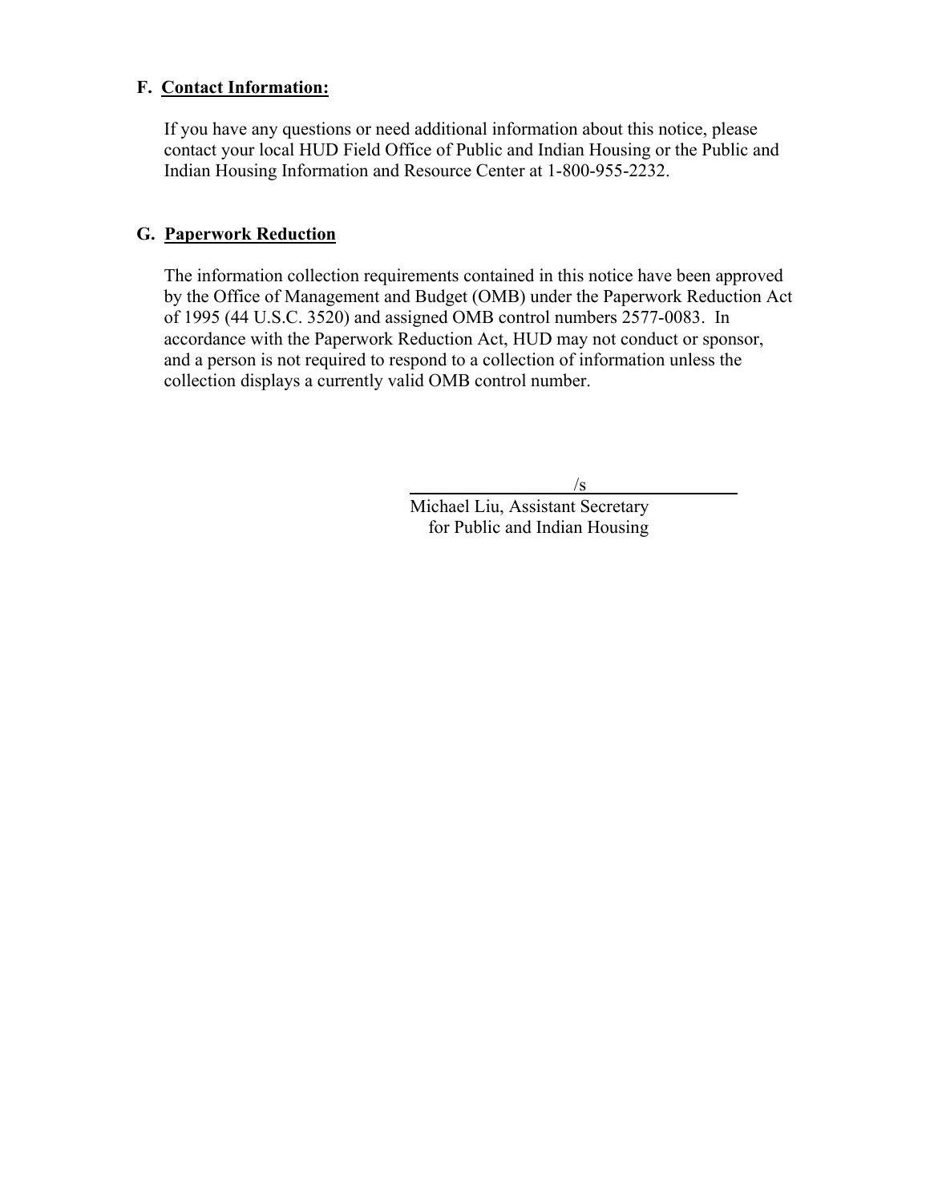**F. Contact Information:**

If you have any questions or need additional information about this notice, please contact your local HUD Field Office of Public and Indian Housing or the Public and Indian Housing Information and Resource Center at 1-800-955-2232.

**G. Paperwork Reduction**

The information collection requirements contained in this notice have been approved by the Office of Management and Budget (OMB) under the Paperwork Reduction Act of 1995 (44 U.S.C. 3520) and assigned OMB control numbers 2577-0083. In accordance with the Paperwork Reduction Act, HUD may not conduct or sponsor, and a person is not required to respond to a collection of information unless the collection displays a currently valid OMB control number.

/s

Michael Liu, Assistant Secretary
for Public and Indian Housing